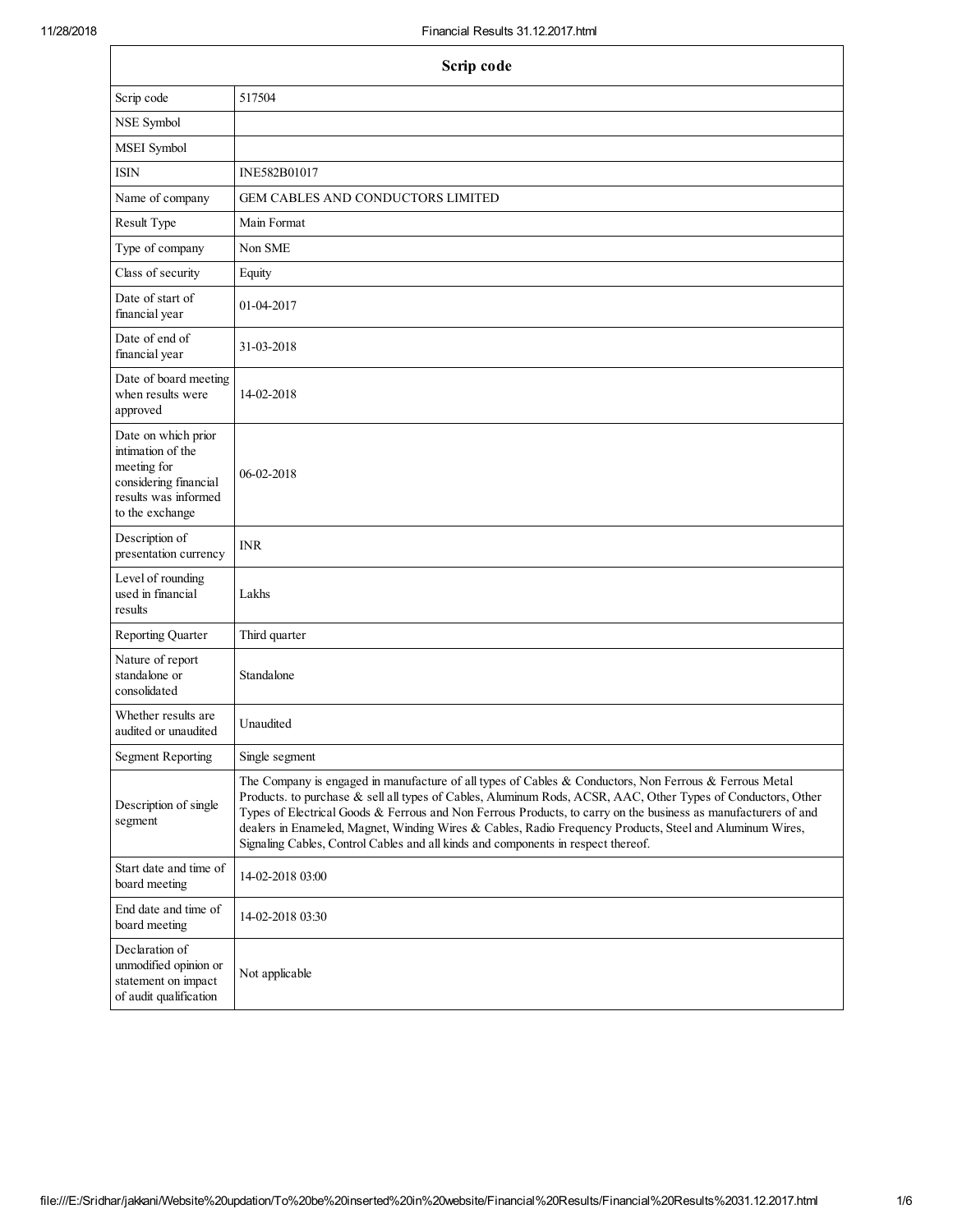| Scrip code | |
|---|---|
| Scrip code | 517504 |
| NSE Symbol | |
| MSEI Symbol | |
| ISIN | INE582B01017 |
| Name of company | GEM CABLES AND CONDUCTORS LIMITED |
| Result Type | Main Format |
| Type of company | Non SME |
| Class of security | Equity |
| Date of start of financial year | 01-04-2017 |
| Date of end of financial year | 31-03-2018 |
| Date of board meeting when results were approved | 14-02-2018 |
| Date on which prior intimation of the meeting for considering financial results was informed to the exchange | 06-02-2018 |
| Description of presentation currency | INR |
| Level of rounding used in financial results | Lakhs |
| Reporting Quarter | Third quarter |
| Nature of report standalone or consolidated | Standalone |
| Whether results are audited or unaudited | Unaudited |
| Segment Reporting | Single segment |
| Description of single segment | The Company is engaged in manufacture of all types of Cables & Conductors, Non Ferrous & Ferrous Metal Products. to purchase & sell all types of Cables, Aluminum Rods, ACSR, AAC, Other Types of Conductors, Other Types of Electrical Goods & Ferrous and Non Ferrous Products, to carry on the business as manufacturers of and dealers in Enameled, Magnet, Winding Wires & Cables, Radio Frequency Products, Steel and Aluminum Wires, Signaling Cables, Control Cables and all kinds and components in respect thereof. |
| Start date and time of board meeting | 14-02-2018 03:00 |
| End date and time of board meeting | 14-02-2018 03:30 |
| Declaration of unmodified opinion or statement on impact of audit qualification | Not applicable |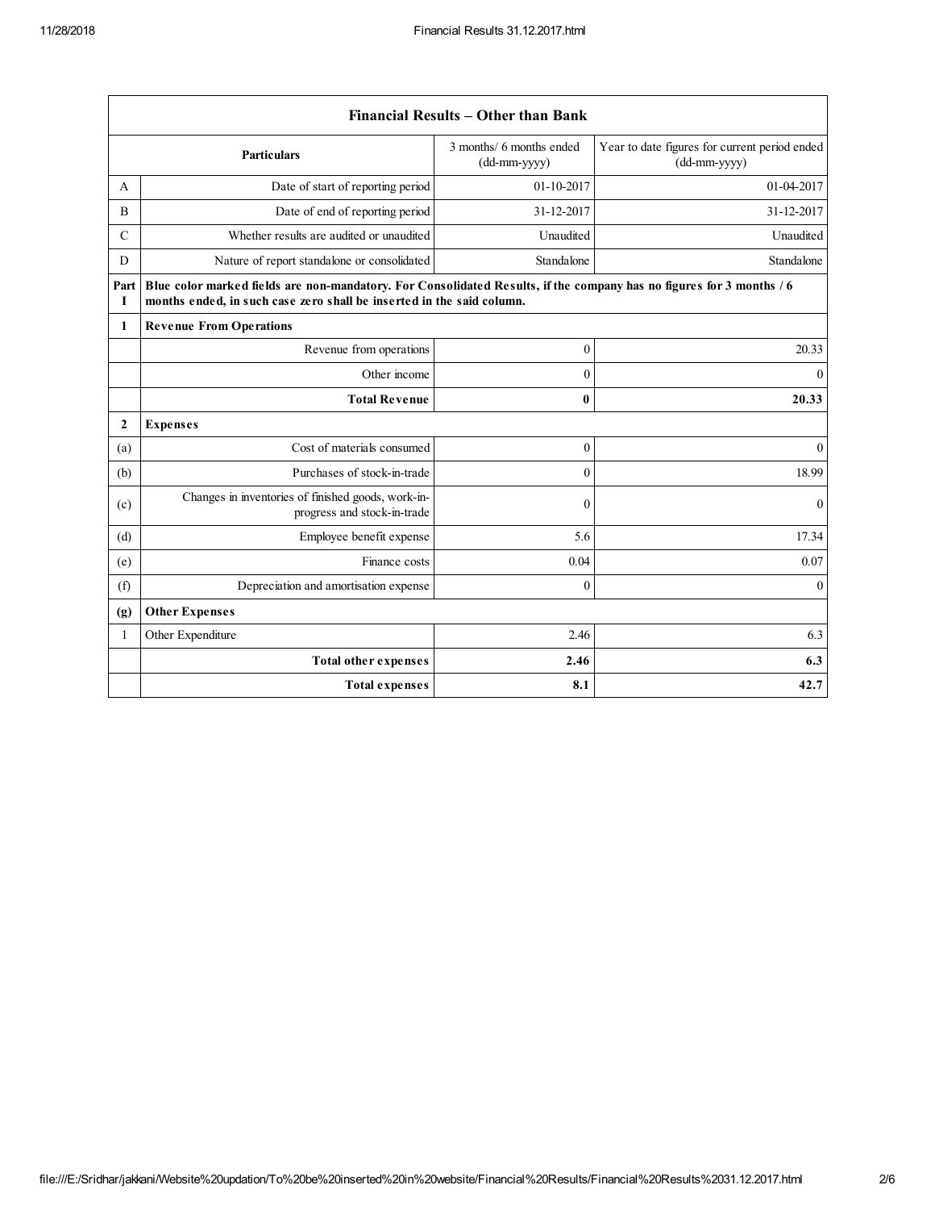| Financial Results – Other than Bank | | | |
|---|---|---|---|
| | **Particulars** | 3 months/ 6 months ended (dd-mm-yyyy) | Year to date figures for current period ended (dd-mm-yyyy) |
| A | Date of start of reporting period | 01-10-2017 | 01-04-2017 |
| B | Date of end of reporting period | 31-12-2017 | 31-12-2017 |
| C | Whether results are audited or unaudited | Unaudited | Unaudited |
| D | Nature of report standalone or consolidated | Standalone | Standalone |
| **Part I** | **Blue color marked fields are non-mandatory. For Consolidated Results, if the company has no figures for 3 months / 6 months ended, in such case zero shall be inserted in the said column.** | | |
| **1** | **Revenue From Operations** | | |
| | Revenue from operations | 0 | 20.33 |
| | Other income | 0 | 0 |
| | **Total Revenue** | **0** | **20.33** |
| **2** | **Expenses** | | |
| (a) | Cost of materials consumed | 0 | 0 |
| (b) | Purchases of stock-in-trade | 0 | 18.99 |
| (c) | Changes in inventories of finished goods, work-in-progress and stock-in-trade | 0 | 0 |
| (d) | Employee benefit expense | 5.6 | 17.34 |
| (e) | Finance costs | 0.04 | 0.07 |
| (f) | Depreciation and amortisation expense | 0 | 0 |
| **(g)** | **Other Expenses** | | |
| 1 | Other Expenditure | 2.46 | 6.3 |
| | **Total other expenses** | **2.46** | **6.3** |
| | **Total expenses** | **8.1** | **42.7** |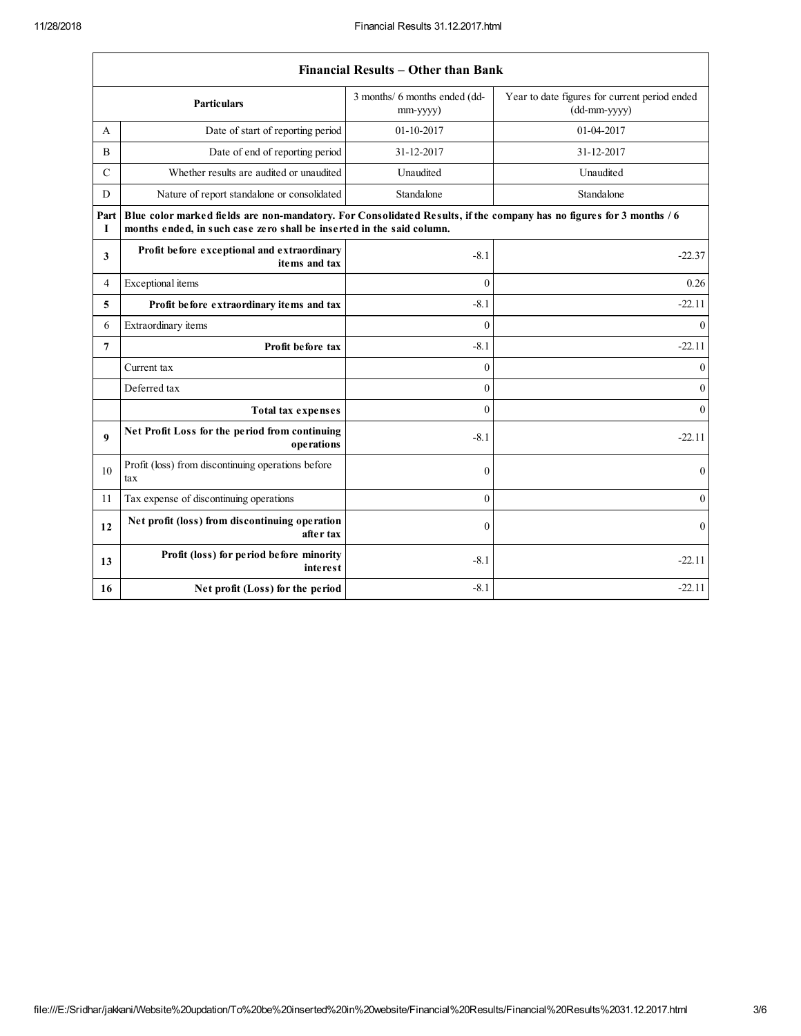| Financial Results – Other than Bank | | | |
|---|---|---|---|
| | **Particulars** | 3 months/ 6 months ended (dd-mm-yyyy) | Year to date figures for current period ended (dd-mm-yyyy) |
| A | Date of start of reporting period | 01-10-2017 | 01-04-2017 |
| B | Date of end of reporting period | 31-12-2017 | 31-12-2017 |
| C | Whether results are audited or unaudited | Unaudited | Unaudited |
| D | Nature of report standalone or consolidated | Standalone | Standalone |
| **Part I** | **Blue color marked fields are non-mandatory. For Consolidated Results, if the company has no figures for 3 months / 6 months ended, in such case zero shall be inserted in the said column.** | | |
| **3** | **Profit before exceptional and extraordinary items and tax** | -8.1 | -22.37 |
| 4 | Exceptional items | 0 | 0.26 |
| **5** | **Profit before extraordinary items and tax** | -8.1 | -22.11 |
| 6 | Extraordinary items | 0 | 0 |
| **7** | **Profit before tax** | -8.1 | -22.11 |
| | Current tax | 0 | 0 |
| | Deferred tax | 0 | 0 |
| | **Total tax expenses** | 0 | 0 |
| **9** | **Net Profit Loss for the period from continuing operations** | -8.1 | -22.11 |
| 10 | Profit (loss) from discontinuing operations before tax | 0 | 0 |
| 11 | Tax expense of discontinuing operations | 0 | 0 |
| **12** | **Net profit (loss) from discontinuing operation after tax** | 0 | 0 |
| **13** | **Profit (loss) for period before minority interest** | -8.1 | -22.11 |
| **16** | **Net profit (Loss) for the period** | -8.1 | -22.11 |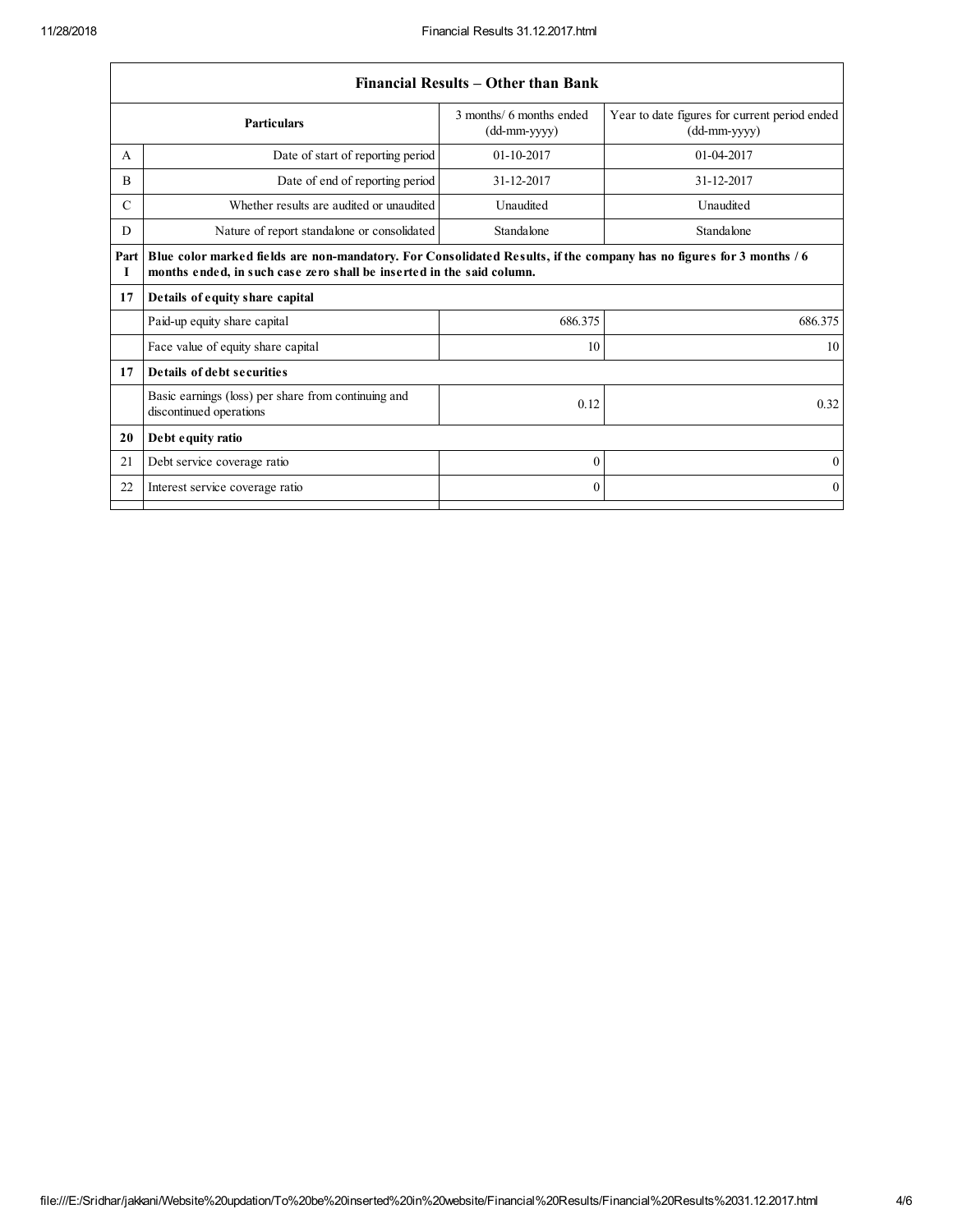| Financial Results – Other than Bank | | | |
|---|---|---|---|
| | **Particulars** | 3 months/ 6 months ended (dd-mm-yyyy) | Year to date figures for current period ended (dd-mm-yyyy) |
| A | Date of start of reporting period | 01-10-2017 | 01-04-2017 |
| B | Date of end of reporting period | 31-12-2017 | 31-12-2017 |
| C | Whether results are audited or unaudited | Unaudited | Unaudited |
| D | Nature of report standalone or consolidated | Standalone | Standalone |
| **Part I** | **Blue color marked fields are non-mandatory. For Consolidated Results, if the company has no figures for 3 months / 6 months ended, in such case zero shall be inserted in the said column.** | | |
| **17** | **Details of equity share capital** | | |
| | Paid-up equity share capital | 686.375 | 686.375 |
| | Face value of equity share capital | 10 | 10 |
| **17** | **Details of debt securities** | | |
| | Basic earnings (loss) per share from continuing and discontinued operations | 0.12 | 0.32 |
| **20** | **Debt equity ratio** | | |
| 21 | Debt service coverage ratio | 0 | 0 |
| 22 | Interest service coverage ratio | 0 | 0 |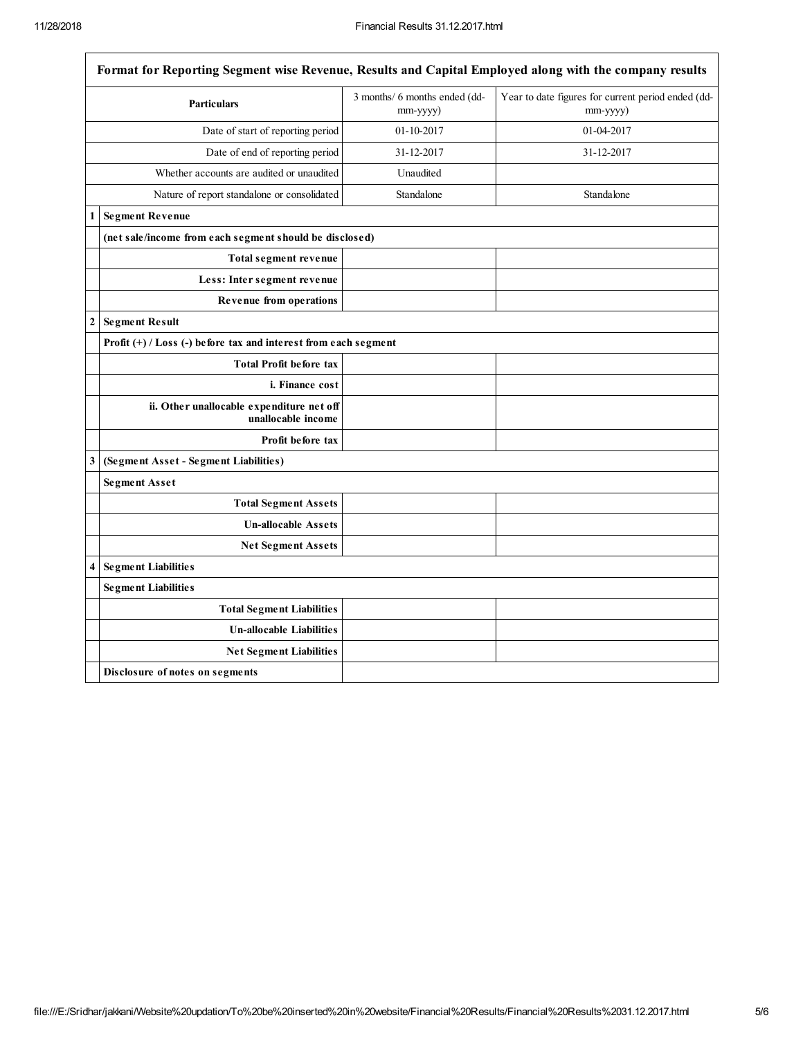| Format for Reporting Segment wise Revenue, Results and Capital Employed along with the company results | | | |
|---|---|---|---|
| | **Particulars** | 3 months/ 6 months ended (dd-mm-yyyy) | Year to date figures for current period ended (dd-mm-yyyy) |
| | Date of start of reporting period | 01-10-2017 | 01-04-2017 |
| | Date of end of reporting period | 31-12-2017 | 31-12-2017 |
| | Whether accounts are audited or unaudited | Unaudited | |
| | Nature of report standalone or consolidated | Standalone | Standalone |
| 1 | **Segment Revenue** | | |
| | **(net sale/income from each segment should be disclosed)** | | |
| | **Total segment revenue** | | |
| | **Less: Inter segment revenue** | | |
| | **Revenue from operations** | | |
| 2 | **Segment Result** | | |
| | **Profit (+) / Loss (-) before tax and interest from each segment** | | |
| | **Total Profit before tax** | | |
| | **i. Finance cost** | | |
| | **ii. Other unallocable expenditure net off unallocable income** | | |
| | **Profit before tax** | | |
| 3 | **(Segment Asset - Segment Liabilities)** | | |
| | **Segment Asset** | | |
| | **Total Segment Assets** | | |
| | **Un-allocable Assets** | | |
| | **Net Segment Assets** | | |
| 4 | **Segment Liabilities** | | |
| | **Segment Liabilities** | | |
| | **Total Segment Liabilities** | | |
| | **Un-allocable Liabilities** | | |
| | **Net Segment Liabilities** | | |
| | **Disclosure of notes on segments** | | |